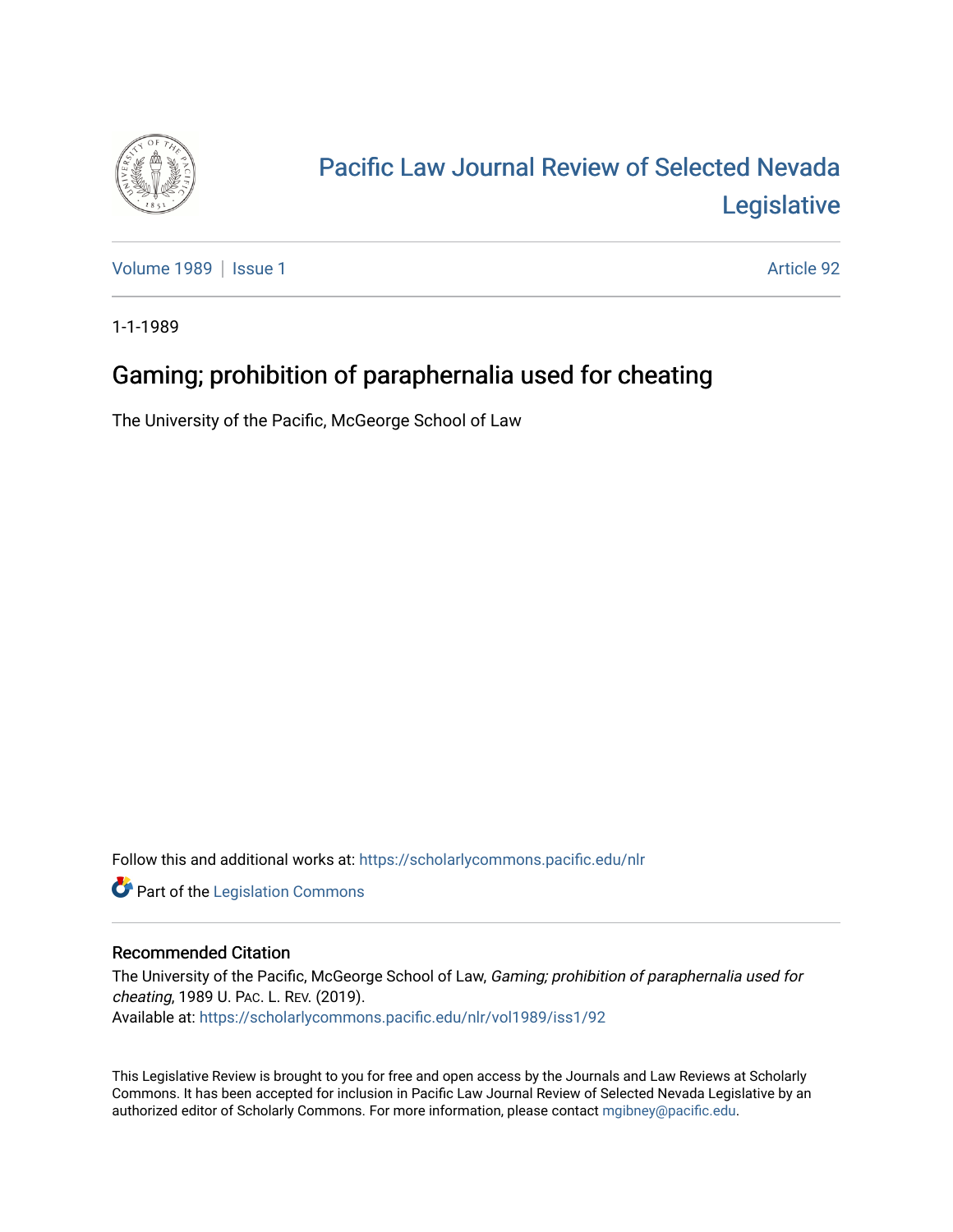# Pacific Law Journal Review of Selected Nevada Legislative

Volume 1989 | Issue 1 Article 92

1-1-1989

## Gaming; prohibition of paraphernalia used for cheating

The University of the Pacific, McGeorge School of Law

Follow this and additional works at: https://scholarlycommons.pacific.edu/nlr

Part of the Legislation Commons

### Recommended Citation

The University of the Pacific, McGeorge School of Law, *Gaming; prohibition of paraphernalia used for cheating*, 1989 U. PAC. L. REV. (2019).
Available at: https://scholarlycommons.pacific.edu/nlr/vol1989/iss1/92

This Legislative Review is brought to you for free and open access by the Journals and Law Reviews at Scholarly Commons. It has been accepted for inclusion in Pacific Law Journal Review of Selected Nevada Legislative by an authorized editor of Scholarly Commons. For more information, please contact mgibney@pacific.edu.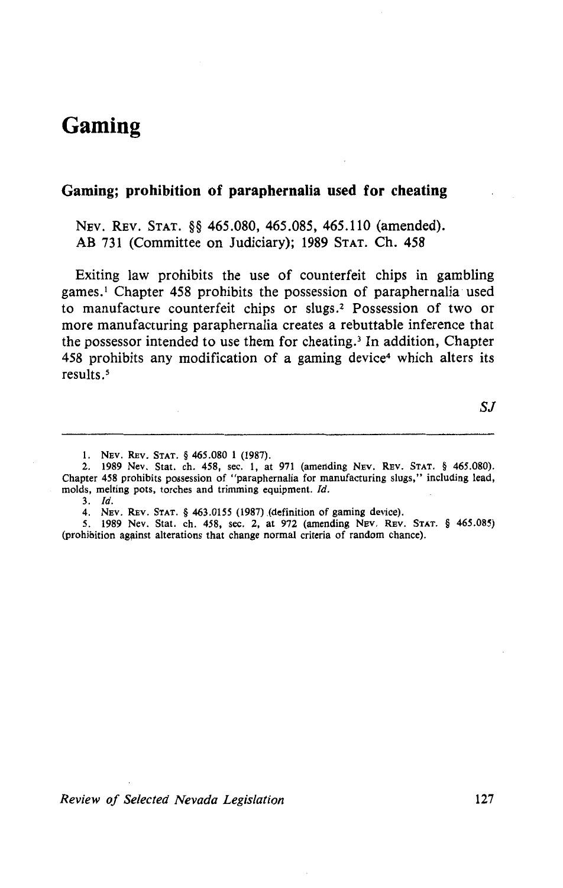# Gaming

## Gaming; prohibition of paraphernalia used for cheating

NEV. REV. STAT. §§ 465.080, 465.085, 465.110 (amended).
AB 731 (Committee on Judiciary); 1989 STAT. Ch. 458

Exiting law prohibits the use of counterfeit chips in gambling games.[1] Chapter 458 prohibits the possession of paraphernalia used to manufacture counterfeit chips or slugs.[2] Possession of two or more manufacturing paraphernalia creates a rebuttable inference that the possessor intended to use them for cheating.[3] In addition, Chapter 458 prohibits any modification of a gaming device[4] which alters its results.[5]

*SJ*

---

1. NEV. REV. STAT. § 465.080 1 (1987).
2. 1989 Nev. Stat. ch. 458, sec. 1, at 971 (amending NEV. REV. STAT. § 465.080). Chapter 458 prohibits possession of "paraphernalia for manufacturing slugs," including lead, molds, melting pots, torches and trimming equipment. *Id.*
3. *Id.*
4. NEV. REV. STAT. § 463.0155 (1987) (definition of gaming device).
5. 1989 Nev. Stat. ch. 458, sec. 2, at 972 (amending NEV. REV. STAT. § 465.085) (prohibition against alterations that change normal criteria of random chance).